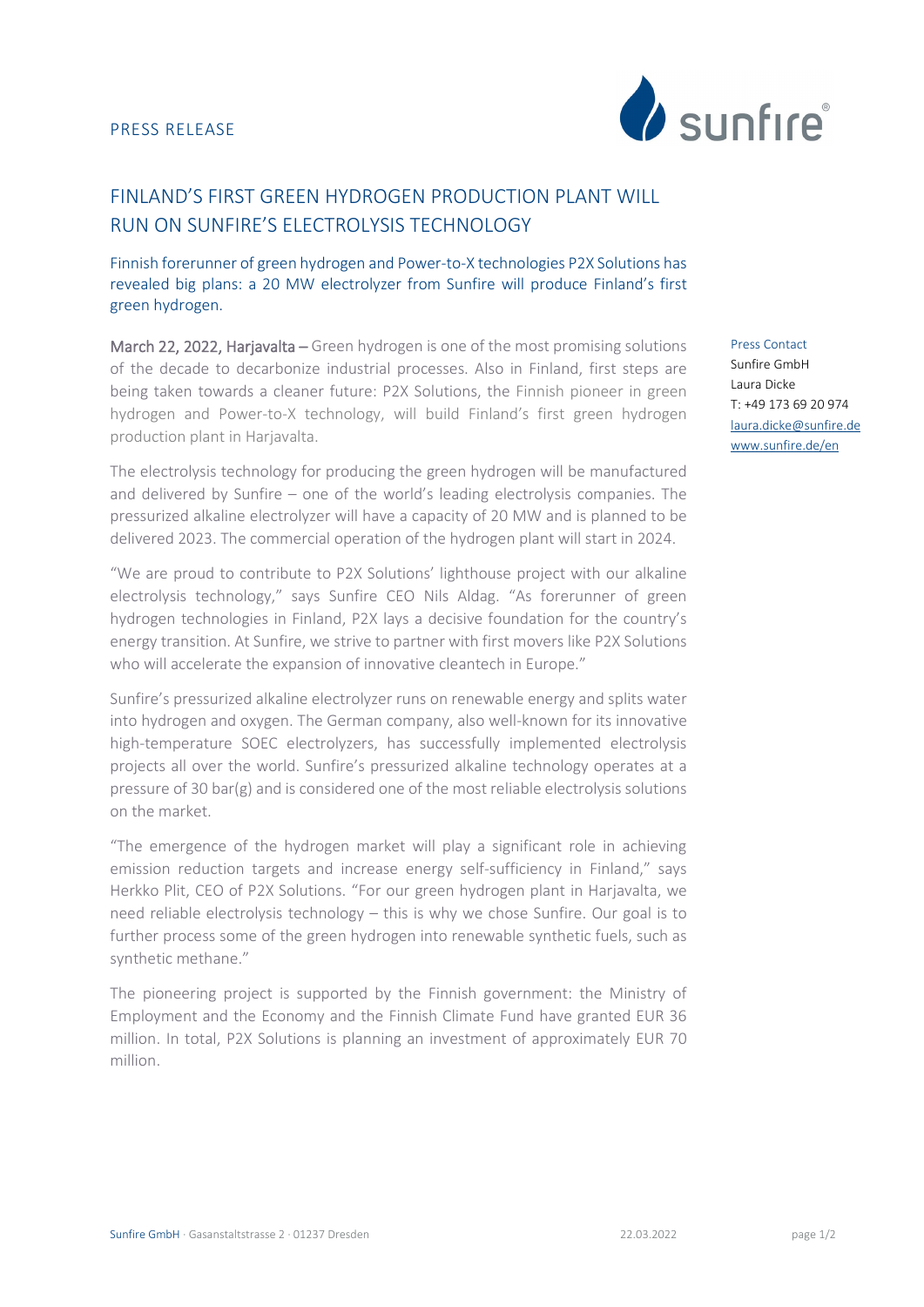PRESS RELEASE

# FINLAND'S FIRST GREEN HYDROGEN PRODUCTION PLANT WILL RUN ON SUNFIRE'S ELECTROLYSIS TECHNOLOGY

Finnish forerunner of green hydrogen and Power-to-X technologies P2X Solutions has revealed big plans: a 20 MW electrolyzer from Sunfire will produce Finland's first green hydrogen.

Press Contact
Sunfire GmbH
Laura Dicke
T: +49 173 69 20 974
laura.dicke@sunfire.de
www.sunfire.de/en

**March 22, 2022, Harjavalta –** Green hydrogen is one of the most promising solutions of the decade to decarbonize industrial processes. Also in Finland, first steps are being taken towards a cleaner future: P2X Solutions, the Finnish pioneer in green hydrogen and Power-to-X technology, will build Finland's first green hydrogen production plant in Harjavalta.

The electrolysis technology for producing the green hydrogen will be manufactured and delivered by Sunfire – one of the world's leading electrolysis companies. The pressurized alkaline electrolyzer will have a capacity of 20 MW and is planned to be delivered 2023. The commercial operation of the hydrogen plant will start in 2024.

"We are proud to contribute to P2X Solutions' lighthouse project with our alkaline electrolysis technology," says Sunfire CEO Nils Aldag. "As forerunner of green hydrogen technologies in Finland, P2X lays a decisive foundation for the country's energy transition. At Sunfire, we strive to partner with first movers like P2X Solutions who will accelerate the expansion of innovative cleantech in Europe."

Sunfire's pressurized alkaline electrolyzer runs on renewable energy and splits water into hydrogen and oxygen. The German company, also well-known for its innovative high-temperature SOEC electrolyzers, has successfully implemented electrolysis projects all over the world. Sunfire's pressurized alkaline technology operates at a pressure of 30 bar(g) and is considered one of the most reliable electrolysis solutions on the market.

"The emergence of the hydrogen market will play a significant role in achieving emission reduction targets and increase energy self-sufficiency in Finland," says Herkko Plit, CEO of P2X Solutions. "For our green hydrogen plant in Harjavalta, we need reliable electrolysis technology – this is why we chose Sunfire. Our goal is to further process some of the green hydrogen into renewable synthetic fuels, such as synthetic methane."

The pioneering project is supported by the Finnish government: the Ministry of Employment and the Economy and the Finnish Climate Fund have granted EUR 36 million. In total, P2X Solutions is planning an investment of approximately EUR 70 million.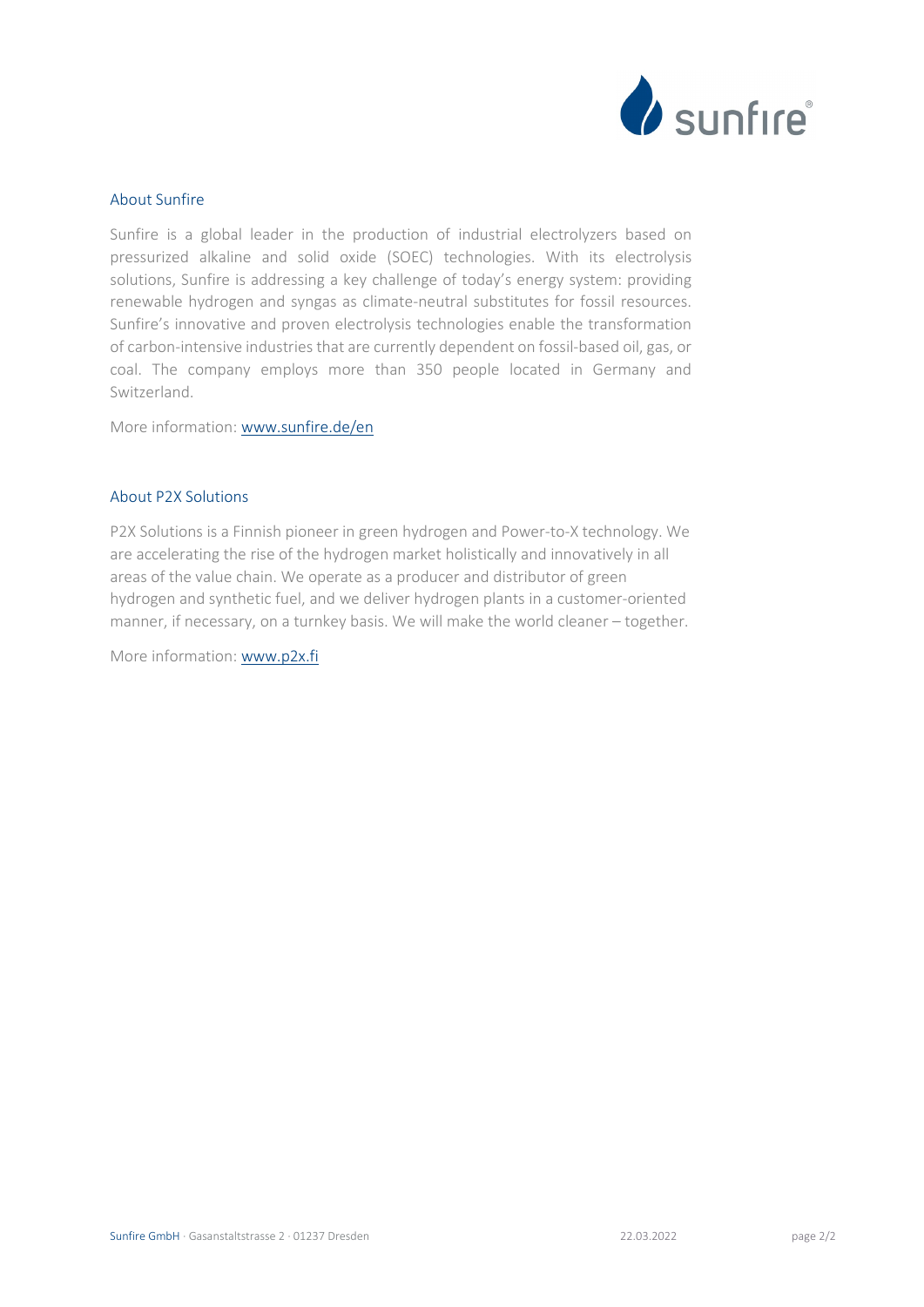## About Sunfire

Sunfire is a global leader in the production of industrial electrolyzers based on pressurized alkaline and solid oxide (SOEC) technologies. With its electrolysis solutions, Sunfire is addressing a key challenge of today's energy system: providing renewable hydrogen and syngas as climate-neutral substitutes for fossil resources. Sunfire's innovative and proven electrolysis technologies enable the transformation of carbon-intensive industries that are currently dependent on fossil-based oil, gas, or coal. The company employs more than 350 people located in Germany and Switzerland.

More information: [www.sunfire.de/en](http://www.sunfire.de/en)

## About P2X Solutions

P2X Solutions is a Finnish pioneer in green hydrogen and Power-to-X technology. We are accelerating the rise of the hydrogen market holistically and innovatively in all areas of the value chain. We operate as a producer and distributor of green hydrogen and synthetic fuel, and we deliver hydrogen plants in a customer-oriented manner, if necessary, on a turnkey basis. We will make the world cleaner – together.

More information: [www.p2x.fi](http://www.p2x.fi)